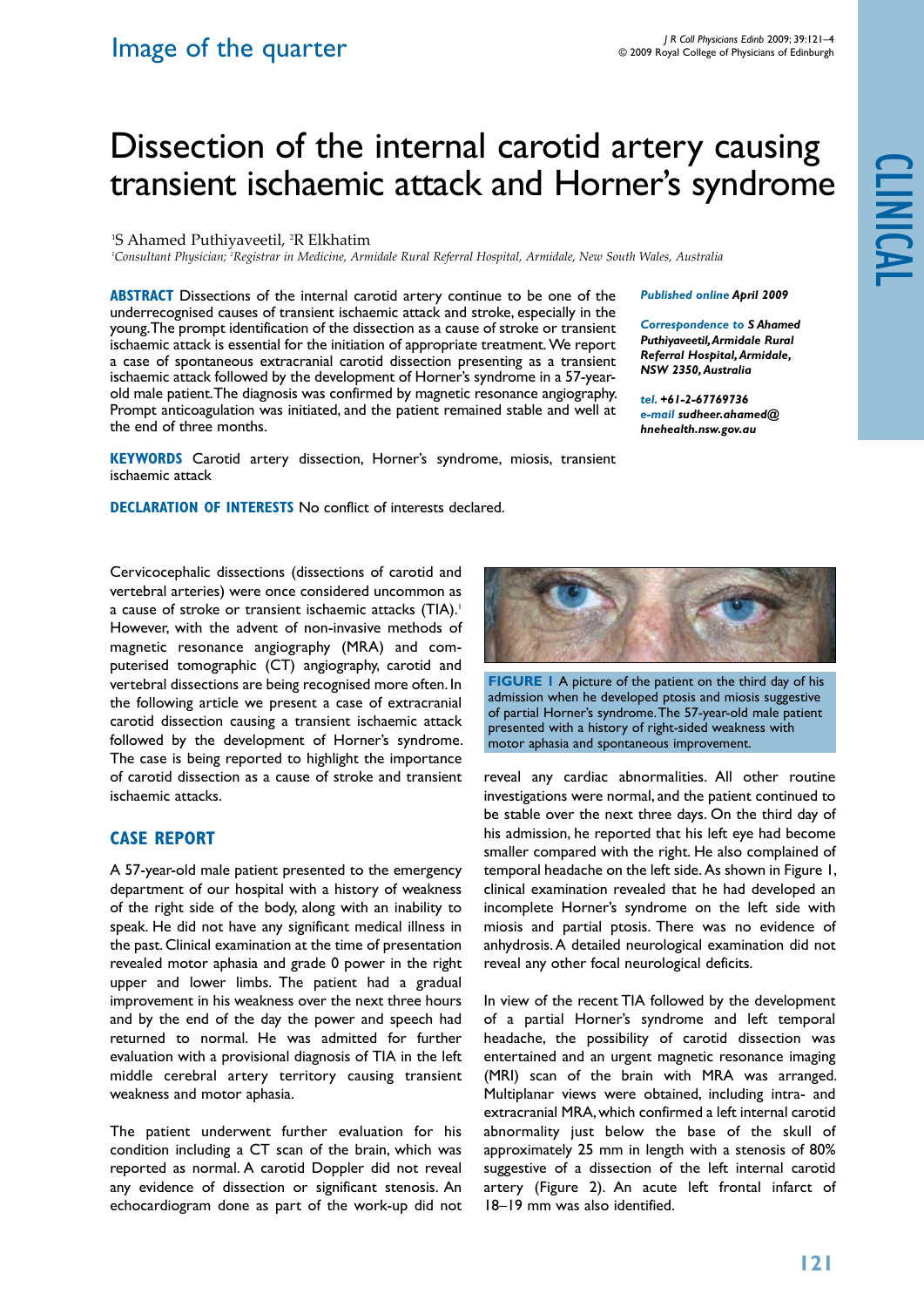Image of the quarter

# Dissection of the internal carotid artery causing transient ischaemic attack and Horner's syndrome

[1]S Ahamed Puthiyaveetil, [2]R Elkhatim

[1]*Consultant Physician;* [2]*Registrar in Medicine, Armidale Rural Referral Hospital, Armidale, New South Wales, Australia*

**ABSTRACT** Dissections of the internal carotid artery continue to be one of the underrecognised causes of transient ischaemic attack and stroke, especially in the young. The prompt identification of the dissection as a cause of stroke or transient ischaemic attack is essential for the initiation of appropriate treatment. We report a case of spontaneous extracranial carotid dissection presenting as a transient ischaemic attack followed by the development of Horner's syndrome in a 57-year-old male patient. The diagnosis was confirmed by magnetic resonance angiography. Prompt anticoagulation was initiated, and the patient remained stable and well at the end of three months.

**KEYWORDS** Carotid artery dissection, Horner's syndrome, miosis, transient ischaemic attack

**DECLARATION OF INTERESTS** No conflict of interests declared.

***Published online** April 2009*

***Correspondence to** S Ahamed Puthiyaveetil, Armidale Rural Referral Hospital, Armidale, NSW 2350, Australia*

***tel.** +61-2-67769736*
***e-mail** sudheer.ahamed@hnehealth.nsw.gov.au*

Cervicocephalic dissections (dissections of carotid and vertebral arteries) were once considered uncommon as a cause of stroke or transient ischaemic attacks (TIA).[1] However, with the advent of non-invasive methods of magnetic resonance angiography (MRA) and computerised tomographic (CT) angiography, carotid and vertebral dissections are being recognised more often. In the following article we present a case of extracranial carotid dissection causing a transient ischaemic attack followed by the development of Horner's syndrome. The case is being reported to highlight the importance of carotid dissection as a cause of stroke and transient ischaemic attacks.

## CASE REPORT

A 57-year-old male patient presented to the emergency department of our hospital with a history of weakness of the right side of the body, along with an inability to speak. He did not have any significant medical illness in the past. Clinical examination at the time of presentation revealed motor aphasia and grade 0 power in the right upper and lower limbs. The patient had a gradual improvement in his weakness over the next three hours and by the end of the day the power and speech had returned to normal. He was admitted for further evaluation with a provisional diagnosis of TIA in the left middle cerebral artery territory causing transient weakness and motor aphasia.

The patient underwent further evaluation for his condition including a CT scan of the brain, which was reported as normal. A carotid Doppler did not reveal any evidence of dissection or significant stenosis. An echocardiogram done as part of the work-up did not reveal any cardiac abnormalities. All other routine investigations were normal, and the patient continued to be stable over the next three days. On the third day of his admission, he reported that his left eye had become smaller compared with the right. He also complained of temporal headache on the left side. As shown in Figure 1, clinical examination revealed that he had developed an incomplete Horner's syndrome on the left side with miosis and partial ptosis. There was no evidence of anhydrosis. A detailed neurological examination did not reveal any other focal neurological deficits.

**FIGURE 1** A picture of the patient on the third day of his admission when he developed ptosis and miosis suggestive of partial Horner's syndrome. The 57-year-old male patient presented with a history of right-sided weakness with motor aphasia and spontaneous improvement.

In view of the recent TIA followed by the development of a partial Horner's syndrome and left temporal headache, the possibility of carotid dissection was entertained and an urgent magnetic resonance imaging (MRI) scan of the brain with MRA was arranged. Multiplanar views were obtained, including intra- and extracranial MRA, which confirmed a left internal carotid abnormality just below the base of the skull of approximately 25 mm in length with a stenosis of 80% suggestive of a dissection of the left internal carotid artery (Figure 2). An acute left frontal infarct of 18–19 mm was also identified.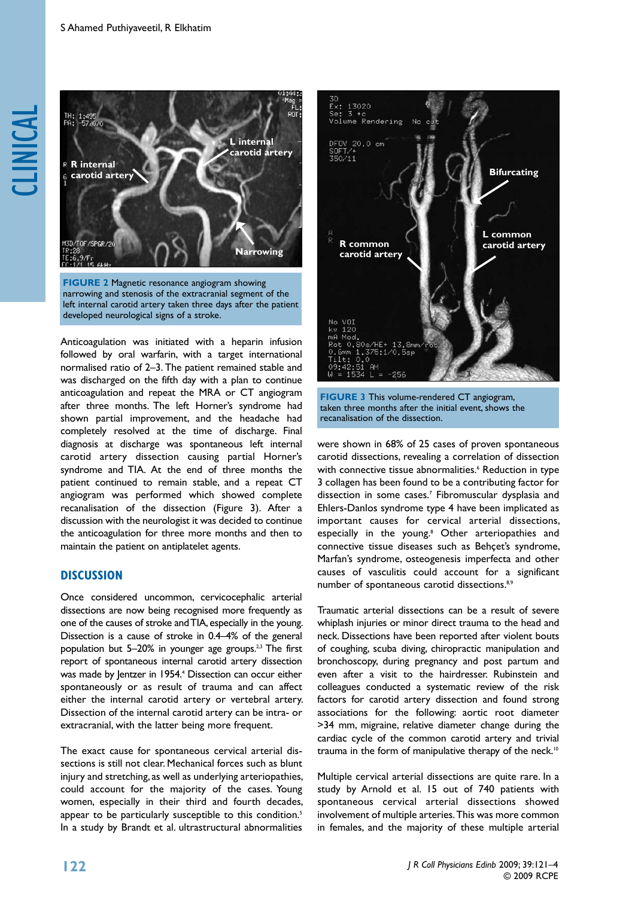**FIGURE 2** Magnetic resonance angiogram showing narrowing and stenosis of the extracranial segment of the left internal carotid artery taken three days after the patient developed neurological signs of a stroke.

**FIGURE 3** This volume-rendered CT angiogram, taken three months after the initial event, shows the recanalisation of the dissection.

Anticoagulation was initiated with a heparin infusion followed by oral warfarin, with a target international normalised ratio of 2–3. The patient remained stable and was discharged on the fifth day with a plan to continue anticoagulation and repeat the MRA or CT angiogram after three months. The left Horner's syndrome had shown partial improvement, and the headache had completely resolved at the time of discharge. Final diagnosis at discharge was spontaneous left internal carotid artery dissection causing partial Horner's syndrome and TIA. At the end of three months the patient continued to remain stable, and a repeat CT angiogram was performed which showed complete recanalisation of the dissection (Figure 3). After a discussion with the neurologist it was decided to continue the anticoagulation for three more months and then to maintain the patient on antiplatelet agents.

## DISCUSSION

Once considered uncommon, cervicocephalic arterial dissections are now being recognised more frequently as one of the causes of stroke and TIA, especially in the young. Dissection is a cause of stroke in 0.4–4% of the general population but 5–20% in younger age groups.[2,3] The first report of spontaneous internal carotid artery dissection was made by Jentzer in 1954.[4] Dissection can occur either spontaneously or as result of trauma and can affect either the internal carotid artery or vertebral artery. Dissection of the internal carotid artery can be intra- or extracranial, with the latter being more frequent.

The exact cause for spontaneous cervical arterial dissections is still not clear. Mechanical forces such as blunt injury and stretching, as well as underlying arteriopathies, could account for the majority of the cases. Young women, especially in their third and fourth decades, appear to be particularly susceptible to this condition.[5] In a study by Brandt et al. ultrastructural abnormalities were shown in 68% of 25 cases of proven spontaneous carotid dissections, revealing a correlation of dissection with connective tissue abnormalities.[6] Reduction in type 3 collagen has been found to be a contributing factor for dissection in some cases.[7] Fibromuscular dysplasia and Ehlers-Danlos syndrome type 4 have been implicated as important causes for cervical arterial dissections, especially in the young.[8] Other arteriopathies and connective tissue diseases such as Behçet's syndrome, Marfan's syndrome, osteogenesis imperfecta and other causes of vasculitis could account for a significant number of spontaneous carotid dissections.[8,9]

Traumatic arterial dissections can be a result of severe whiplash injuries or minor direct trauma to the head and neck. Dissections have been reported after violent bouts of coughing, scuba diving, chiropractic manipulation and bronchoscopy, during pregnancy and post partum and even after a visit to the hairdresser. Rubinstein and colleagues conducted a systematic review of the risk factors for carotid artery dissection and found strong associations for the following: aortic root diameter >34 mm, migraine, relative diameter change during the cardiac cycle of the common carotid artery and trivial trauma in the form of manipulative therapy of the neck.[10]

Multiple cervical arterial dissections are quite rare. In a study by Arnold et al. 15 out of 740 patients with spontaneous cervical arterial dissections showed involvement of multiple arteries. This was more common in females, and the majority of these multiple arterial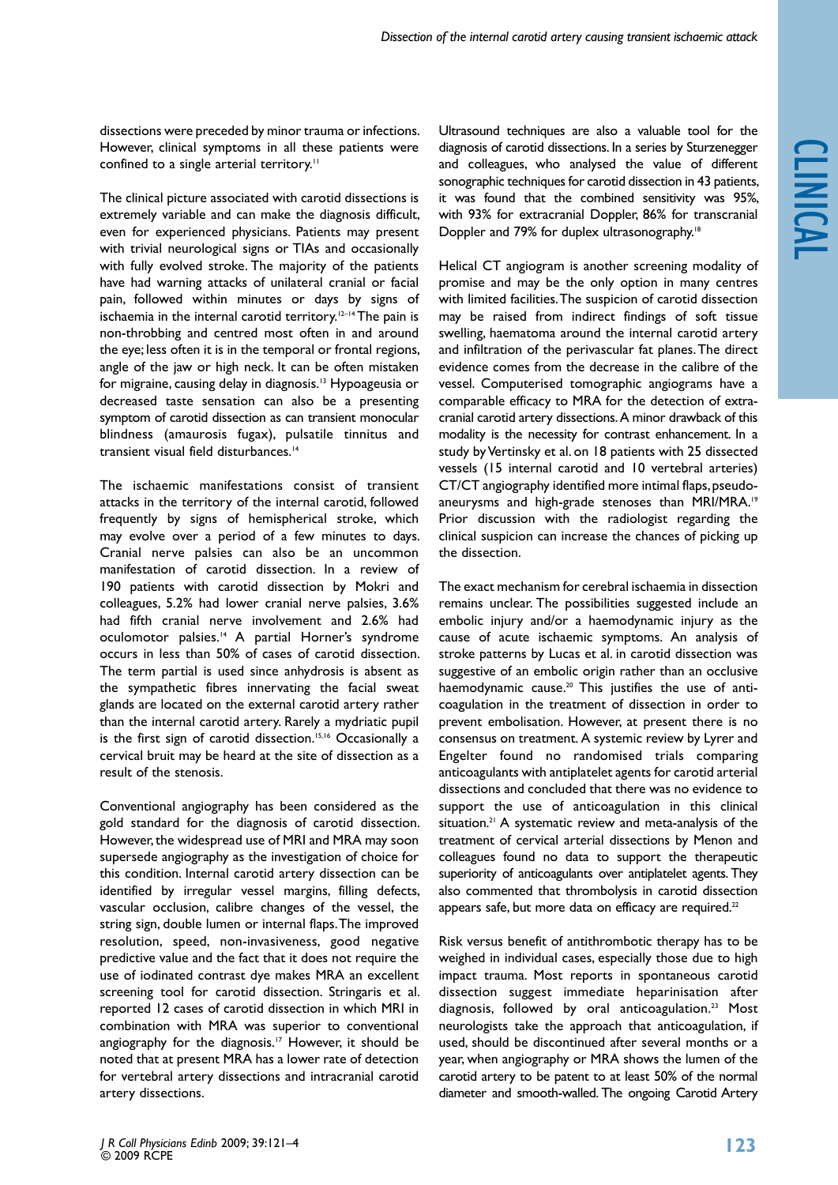dissections were preceded by minor trauma or infections. However, clinical symptoms in all these patients were confined to a single arterial territory.[11]

The clinical picture associated with carotid dissections is extremely variable and can make the diagnosis difficult, even for experienced physicians. Patients may present with trivial neurological signs or TIAs and occasionally with fully evolved stroke. The majority of the patients have had warning attacks of unilateral cranial or facial pain, followed within minutes or days by signs of ischaemia in the internal carotid territory.[12–14] The pain is non-throbbing and centred most often in and around the eye; less often it is in the temporal or frontal regions, angle of the jaw or high neck. It can be often mistaken for migraine, causing delay in diagnosis.[13] Hypoageusia or decreased taste sensation can also be a presenting symptom of carotid dissection as can transient monocular blindness (amaurosis fugax), pulsatile tinnitus and transient visual field disturbances.[14]

The ischaemic manifestations consist of transient attacks in the territory of the internal carotid, followed frequently by signs of hemispherical stroke, which may evolve over a period of a few minutes to days. Cranial nerve palsies can also be an uncommon manifestation of carotid dissection. In a review of 190 patients with carotid dissection by Mokri and colleagues, 5.2% had lower cranial nerve palsies, 3.6% had fifth cranial nerve involvement and 2.6% had oculomotor palsies.[14] A partial Horner's syndrome occurs in less than 50% of cases of carotid dissection. The term partial is used since anhydrosis is absent as the sympathetic fibres innervating the facial sweat glands are located on the external carotid artery rather than the internal carotid artery. Rarely a mydriatic pupil is the first sign of carotid dissection.[15,16] Occasionally a cervical bruit may be heard at the site of dissection as a result of the stenosis.

Conventional angiography has been considered as the gold standard for the diagnosis of carotid dissection. However, the widespread use of MRI and MRA may soon supersede angiography as the investigation of choice for this condition. Internal carotid artery dissection can be identified by irregular vessel margins, filling defects, vascular occlusion, calibre changes of the vessel, the string sign, double lumen or internal flaps. The improved resolution, speed, non-invasiveness, good negative predictive value and the fact that it does not require the use of iodinated contrast dye makes MRA an excellent screening tool for carotid dissection. Stringaris et al. reported 12 cases of carotid dissection in which MRI in combination with MRA was superior to conventional angiography for the diagnosis.[17] However, it should be noted that at present MRA has a lower rate of detection for vertebral artery dissections and intracranial carotid artery dissections.

Ultrasound techniques are also a valuable tool for the diagnosis of carotid dissections. In a series by Sturzenegger and colleagues, who analysed the value of different sonographic techniques for carotid dissection in 43 patients, it was found that the combined sensitivity was 95%, with 93% for extracranial Doppler, 86% for transcranial Doppler and 79% for duplex ultrasonography.[18]

Helical CT angiogram is another screening modality of promise and may be the only option in many centres with limited facilities. The suspicion of carotid dissection may be raised from indirect findings of soft tissue swelling, haematoma around the internal carotid artery and infiltration of the perivascular fat planes. The direct evidence comes from the decrease in the calibre of the vessel. Computerised tomographic angiograms have a comparable efficacy to MRA for the detection of extracranial carotid artery dissections. A minor drawback of this modality is the necessity for contrast enhancement. In a study by Vertinsky et al. on 18 patients with 25 dissected vessels (15 internal carotid and 10 vertebral arteries) CT/CT angiography identified more intimal flaps, pseudo-aneurysms and high-grade stenoses than MRI/MRA.[19] Prior discussion with the radiologist regarding the clinical suspicion can increase the chances of picking up the dissection.

The exact mechanism for cerebral ischaemia in dissection remains unclear. The possibilities suggested include an embolic injury and/or a haemodynamic injury as the cause of acute ischaemic symptoms. An analysis of stroke patterns by Lucas et al. in carotid dissection was suggestive of an embolic origin rather than an occlusive haemodynamic cause.[20] This justifies the use of anti-coagulation in the treatment of dissection in order to prevent embolisation. However, at present there is no consensus on treatment. A systemic review by Lyrer and Engelter found no randomised trials comparing anticoagulants with antiplatelet agents for carotid arterial dissections and concluded that there was no evidence to support the use of anticoagulation in this clinical situation.[21] A systematic review and meta-analysis of the treatment of cervical arterial dissections by Menon and colleagues found no data to support the therapeutic superiority of anticoagulants over antiplatelet agents. They also commented that thrombolysis in carotid dissection appears safe, but more data on efficacy are required.[22]

Risk versus benefit of antithrombotic therapy has to be weighed in individual cases, especially those due to high impact trauma. Most reports in spontaneous carotid dissection suggest immediate heparinisation after diagnosis, followed by oral anticoagulation.[23] Most neurologists take the approach that anticoagulation, if used, should be discontinued after several months or a year, when angiography or MRA shows the lumen of the carotid artery to be patent to at least 50% of the normal diameter and smooth-walled. The ongoing Carotid Artery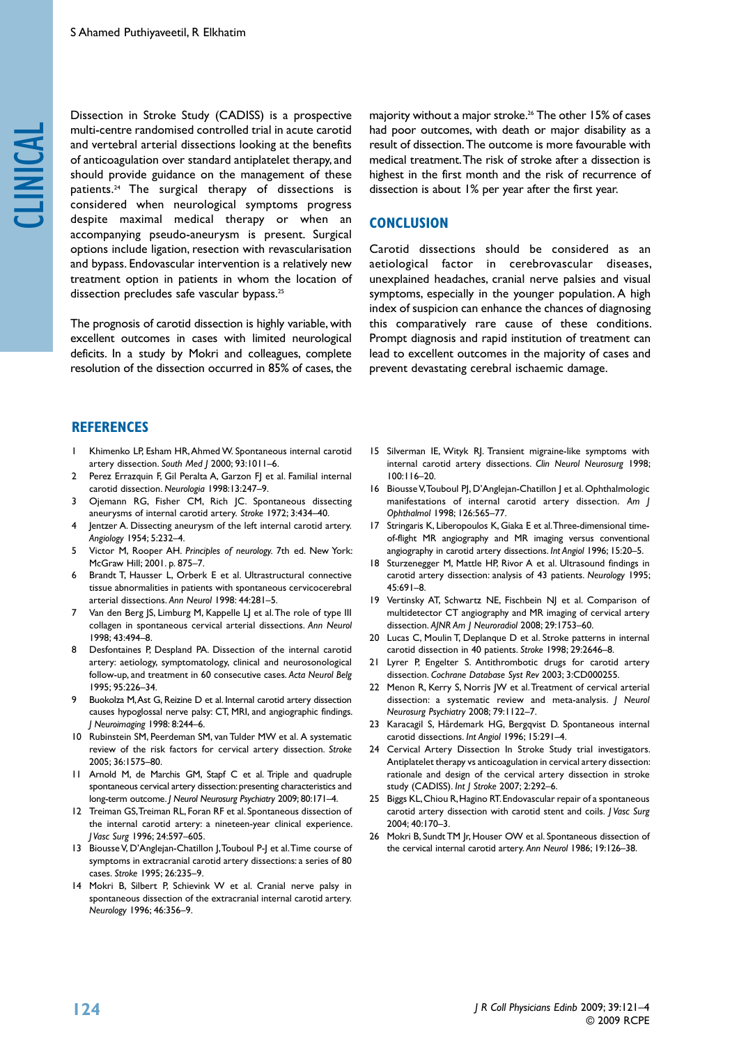Dissection in Stroke Study (CADISS) is a prospective multi-centre randomised controlled trial in acute carotid and vertebral arterial dissections looking at the benefits of anticoagulation over standard antiplatelet therapy, and should provide guidance on the management of these patients.[24] The surgical therapy of dissections is considered when neurological symptoms progress despite maximal medical therapy or when an accompanying pseudo-aneurysm is present. Surgical options include ligation, resection with revascularisation and bypass. Endovascular intervention is a relatively new treatment option in patients in whom the location of dissection precludes safe vascular bypass.[25]

The prognosis of carotid dissection is highly variable, with excellent outcomes in cases with limited neurological deficits. In a study by Mokri and colleagues, complete resolution of the dissection occurred in 85% of cases, the majority without a major stroke.[26] The other 15% of cases had poor outcomes, with death or major disability as a result of dissection. The outcome is more favourable with medical treatment. The risk of stroke after a dissection is highest in the first month and the risk of recurrence of dissection is about 1% per year after the first year.

## CONCLUSION

Carotid dissections should be considered as an aetiological factor in cerebrovascular diseases, unexplained headaches, cranial nerve palsies and visual symptoms, especially in the younger population. A high index of suspicion can enhance the chances of diagnosing this comparatively rare cause of these conditions. Prompt diagnosis and rapid institution of treatment can lead to excellent outcomes in the majority of cases and prevent devastating cerebral ischaemic damage.

## REFERENCES

1. Khimenko LP, Esham HR, Ahmed W. Spontaneous internal carotid artery dissection. *South Med J* 2000; 93:1011–6.
2. Perez Errazquin F, Gil Peralta A, Garzon FJ et al. Familial internal carotid dissection. *Neurologia* 1998:13:247–9.
3. Ojemann RG, Fisher CM, Rich JC. Spontaneous dissecting aneurysms of internal carotid artery. *Stroke* 1972; 3:434–40.
4. Jentzer A. Dissecting aneurysm of the left internal carotid artery. *Angiology* 1954; 5:232–4.
5. Victor M, Rooper AH. *Principles of neurology.* 7th ed. New York: McGraw Hill; 2001. p. 875–7.
6. Brandt T, Hausser L, Orberk E et al. Ultrastructural connective tissue abnormalities in patients with spontaneous cervicocerebral arterial dissections. *Ann Neurol* 1998: 44:281–5.
7. Van den Berg JS, Limburg M, Kappelle LJ et al. The role of type III collagen in spontaneous cervical arterial dissections. *Ann Neurol* 1998; 43:494–8.
8. Desfontaines P, Despland PA. Dissection of the internal carotid artery: aetiology, symptomatology, clinical and neurosonological follow-up, and treatment in 60 consecutive cases. *Acta Neurol Belg* 1995; 95:226–34.
9. Buokolza M, Ast G, Reizine D et al. Internal carotid artery dissection causes hypoglossal nerve palsy: CT, MRI, and angiographic findings. *J Neuroimaging* 1998: 8:244–6.
10. Rubinstein SM, Peerdeman SM, van Tulder MW et al. A systematic review of the risk factors for cervical artery dissection. *Stroke* 2005; 36:1575–80.
11. Arnold M, de Marchis GM, Stapf C et al. Triple and quadruple spontaneous cervical artery dissection: presenting characteristics and long-term outcome. *J Neurol Neurosurg Psychiatry* 2009; 80:171–4.
12. Treiman GS, Treiman RL, Foran RF et al. Spontaneous dissection of the internal carotid artery: a nineteen-year clinical experience. *J Vasc Surg* 1996; 24:597–605.
13. Biousse V, D'Anglejan-Chatillon J, Touboul P-J et al. Time course of symptoms in extracranial carotid artery dissections: a series of 80 cases. *Stroke* 1995; 26:235–9.
14. Mokri B, Silbert P, Schievink W et al. Cranial nerve palsy in spontaneous dissection of the extracranial internal carotid artery. *Neurology* 1996; 46:356–9.
15. Silverman IE, Wityk RJ. Transient migraine-like symptoms with internal carotid artery dissections. *Clin Neurol Neurosurg* 1998; 100:116–20.
16. Biousse V, Touboul PJ, D'Anglejan-Chatillon J et al. Ophthalmologic manifestations of internal carotid artery dissection. *Am J Ophthalmol* 1998; 126:565–77.
17. Stringaris K, Liberopoulos K, Giaka E et al. Three-dimensional time-of-flight MR angiography and MR imaging versus conventional angiography in carotid artery dissections. *Int Angiol* 1996; 15:20–5.
18. Sturzenegger M, Mattle HP, Rivor A et al. Ultrasound findings in carotid artery dissection: analysis of 43 patients. *Neurology* 1995; 45:691–8.
19. Vertinsky AT, Schwartz NE, Fischbein NJ et al. Comparison of multidetector CT angiography and MR imaging of cervical artery dissection. *AJNR Am J Neuroradiol* 2008; 29:1753–60.
20. Lucas C, Moulin T, Deplanque D et al. Stroke patterns in internal carotid dissection in 40 patients. *Stroke* 1998; 29:2646–8.
21. Lyrer P, Engelter S. Antithrombotic drugs for carotid artery dissection. *Cochrane Database Syst Rev* 2003; 3:CD000255.
22. Menon R, Kerry S, Norris JW et al. Treatment of cervical arterial dissection: a systematic review and meta-analysis. *J Neurol Neurosurg Psychiatry* 2008; 79:1122–7.
23. Karacagil S, Hårdemark HG, Bergqvist D. Spontaneous internal carotid dissections. *Int Angiol* 1996; 15:291–4.
24. Cervical Artery Dissection In Stroke Study trial investigators. Antiplatelet therapy vs anticoagulation in cervical artery dissection: rationale and design of the cervical artery dissection in stroke study (CADISS). *Int J Stroke* 2007; 2:292–6.
25. Biggs KL, Chiou R, Hagino RT. Endovascular repair of a spontaneous carotid artery dissection with carotid stent and coils. *J Vasc Surg* 2004; 40:170–3.
26. Mokri B, Sundt TM Jr, Houser OW et al. Spontaneous dissection of the cervical internal carotid artery. *Ann Neurol* 1986; 19:126–38.